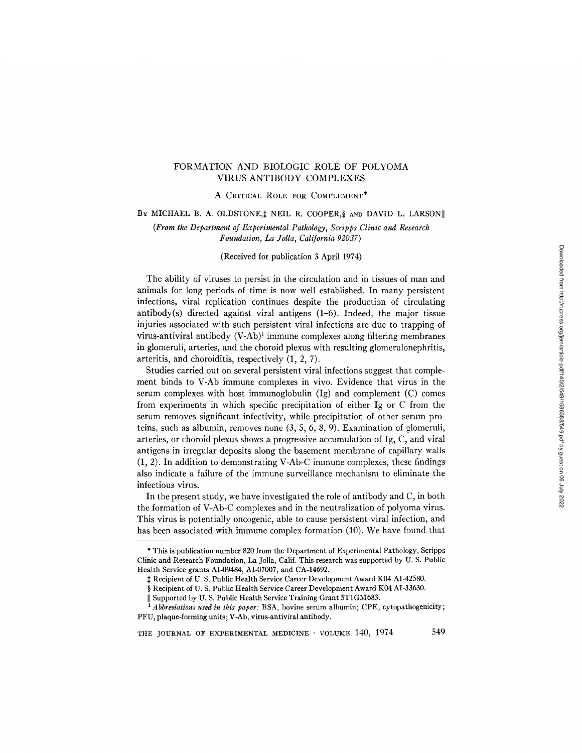# FORMATION AND BIOLOGIC ROLE OF POLYOMA VIRUS-ANTIBODY COMPLEXES

## A Critical Role for Complement*

By MICHAEL B. A. OLDSTONE,‡ NEIL R. COOPER,§ AND DAVID L. LARSON‖

*(From the Department of Experimental Pathology, Scripps Clinic and Research Foundation, La Jolla, California 92037)*

(Received for publication 3 April 1974)

The ability of viruses to persist in the circulation and in tissues of man and animals for long periods of time is now well established. In many persistent infections, viral replication continues despite the production of circulating antibody(s) directed against viral antigens (1–6). Indeed, the major tissue injuries associated with such persistent viral infections are due to trapping of virus-antiviral antibody (V-Ab)[1] immune complexes along filtering membranes in glomeruli, arteries, and the choroid plexus with resulting glomerulonephritis, arteritis, and choroiditis, respectively (1, 2, 7).

Studies carried out on several persistent viral infections suggest that complement binds to V-Ab immune complexes in vivo. Evidence that virus in the serum complexes with host immunoglobulin (Ig) and complement (C) comes from experiments in which specific precipitation of either Ig or C from the serum removes significant infectivity, while precipitation of other serum proteins, such as albumin, removes none (3, 5, 6, 8, 9). Examination of glomeruli, arteries, or choroid plexus shows a progressive accumulation of Ig, C, and viral antigens in irregular deposits along the basement membrane of capillary walls (1, 2). In addition to demonstrating V-Ab-C immune complexes, these findings also indicate a failure of the immune surveillance mechanism to eliminate the infectious virus.

In the present study, we have investigated the role of antibody and C, in both the formation of V-Ab-C complexes and in the neutralization of polyoma virus. This virus is potentially oncogenic, able to cause persistent viral infection, and has been associated with immune complex formation (10). We have found that

---

\* This is publication number 820 from the Department of Experimental Pathology, Scripps Clinic and Research Foundation, La Jolla, Calif. This research was supported by U. S. Public Health Service grants AI-09484, AI-07007, and CA-14692.

‡ Recipient of U. S. Public Health Service Career Development Award K04 AI-42580.

§ Recipient of U. S. Public Health Service Career Development Award K04 AI-33630.

‖ Supported by U. S. Public Health Service Training Grant 5T1GM683.

[1] *Abbreviations used in this paper:* BSA, bovine serum albumin; CPE, cytopathogenicity; PFU, plaque-forming units; V-Ab, virus-antiviral antibody.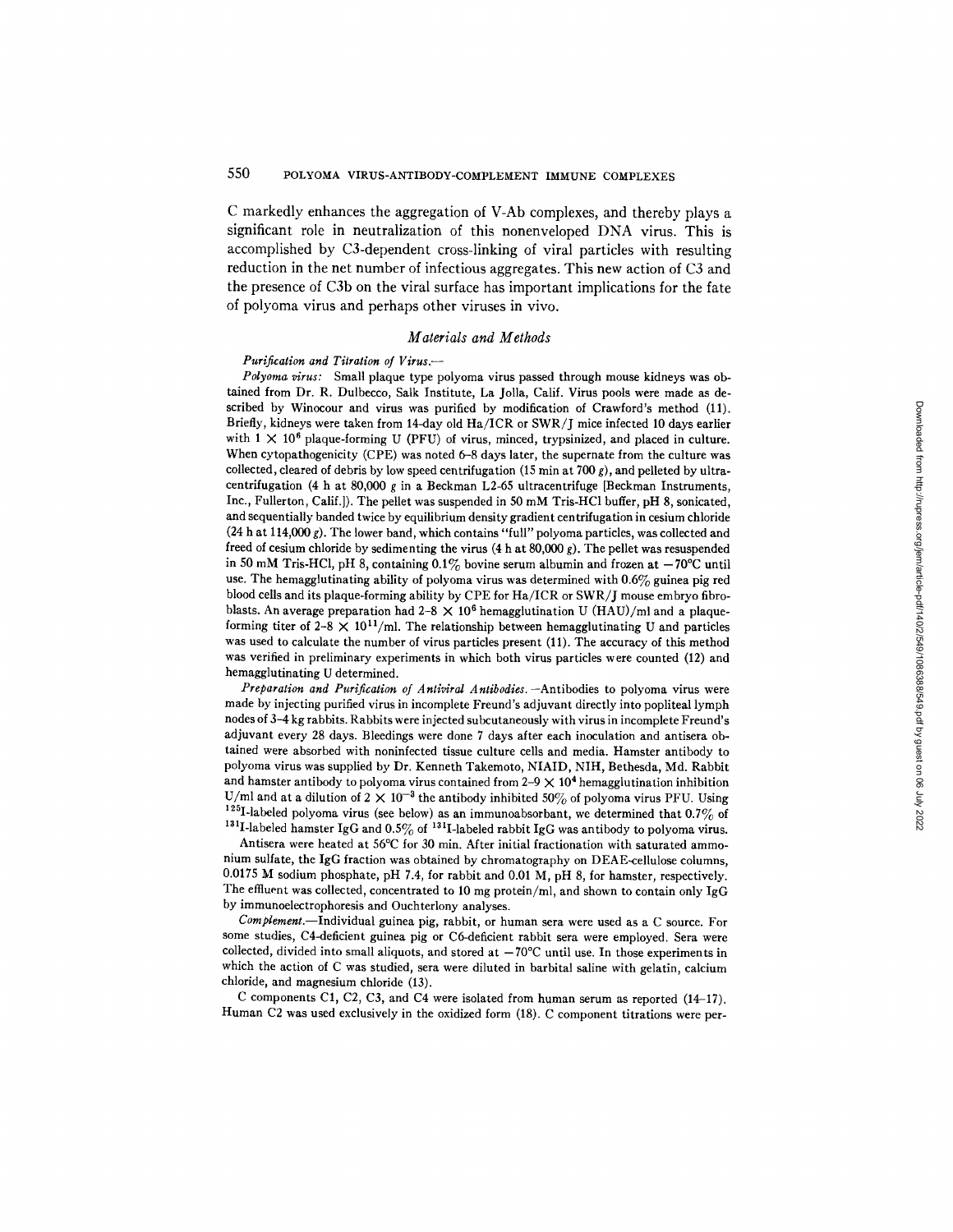C markedly enhances the aggregation of V-Ab complexes, and thereby plays a significant role in neutralization of this nonenveloped DNA virus. This is accomplished by C3-dependent cross-linking of viral particles with resulting reduction in the net number of infectious aggregates. This new action of C3 and the presence of C3b on the viral surface has important implications for the fate of polyoma virus and perhaps other viruses in vivo.

## *Materials and Methods*

*Purification and Titration of Virus.—*

*Polyoma virus:* Small plaque type polyoma virus passed through mouse kidneys was obtained from Dr. R. Dulbecco, Salk Institute, La Jolla, Calif. Virus pools were made as described by Winocour and virus was purified by modification of Crawford's method (11). Briefly, kidneys were taken from 14-day old Ha/ICR or SWR/J mice infected 10 days earlier with $1 \times 10^6$ plaque-forming U (PFU) of virus, minced, trypsinized, and placed in culture. When cytopathogenicity (CPE) was noted 6–8 days later, the supernate from the culture was collected, cleared of debris by low speed centrifugation (15 min at 700 *g*), and pelleted by ultracentrifugation (4 h at 80,000 *g* in a Beckman L2-65 ultracentrifuge [Beckman Instruments, Inc., Fullerton, Calif.]). The pellet was suspended in 50 mM Tris-HCl buffer, pH 8, sonicated, and sequentially banded twice by equilibrium density gradient centrifugation in cesium chloride (24 h at 114,000 *g*). The lower band, which contains "full" polyoma particles, was collected and freed of cesium chloride by sedimenting the virus (4 h at 80,000 *g*). The pellet was resuspended in 50 mM Tris-HCl, pH 8, containing 0.1% bovine serum albumin and frozen at −70°C until use. The hemagglutinating ability of polyoma virus was determined with 0.6% guinea pig red blood cells and its plaque-forming ability by CPE for Ha/ICR or SWR/J mouse embryo fibroblasts. An average preparation had $2\text{–}8 \times 10^6$ hemagglutination U (HAU)/ml and a plaque-forming titer of $2\text{–}8 \times 10^{11}$/ml. The relationship between hemagglutinating U and particles was used to calculate the number of virus particles present (11). The accuracy of this method was verified in preliminary experiments in which both virus particles were counted (12) and hemagglutinating U determined.

*Preparation and Purification of Antiviral Antibodies.*—Antibodies to polyoma virus were made by injecting purified virus in incomplete Freund's adjuvant directly into popliteal lymph nodes of 3–4 kg rabbits. Rabbits were injected subcutaneously with virus in incomplete Freund's adjuvant every 28 days. Bleedings were done 7 days after each inoculation and antisera obtained were absorbed with noninfected tissue culture cells and media. Hamster antibody to polyoma virus was supplied by Dr. Kenneth Takemoto, NIAID, NIH, Bethesda, Md. Rabbit and hamster antibody to polyoma virus contained from $2\text{–}9 \times 10^4$ hemagglutination inhibition U/ml and at a dilution of $2 \times 10^{-3}$ the antibody inhibited 50% of polyoma virus PFU. Using $^{125}$I-labeled polyoma virus (see below) as an immunoabsorbant, we determined that 0.7% of $^{131}$I-labeled hamster IgG and 0.5% of $^{131}$I-labeled rabbit IgG was antibody to polyoma virus.

Antisera were heated at 56°C for 30 min. After initial fractionation with saturated ammonium sulfate, the IgG fraction was obtained by chromatography on DEAE-cellulose columns, 0.0175 M sodium phosphate, pH 7.4, for rabbit and 0.01 M, pH 8, for hamster, respectively. The effluent was collected, concentrated to 10 mg protein/ml, and shown to contain only IgG by immunoelectrophoresis and Ouchterlony analyses.

*Complement.*—Individual guinea pig, rabbit, or human sera were used as a C source. For some studies, C4-deficient guinea pig or C6-deficient rabbit sera were employed. Sera were collected, divided into small aliquots, and stored at −70°C until use. In those experiments in which the action of C was studied, sera were diluted in barbital saline with gelatin, calcium chloride, and magnesium chloride (13).

C components C1, C2, C3, and C4 were isolated from human serum as reported (14–17). Human C2 was used exclusively in the oxidized form (18). C component titrations were per-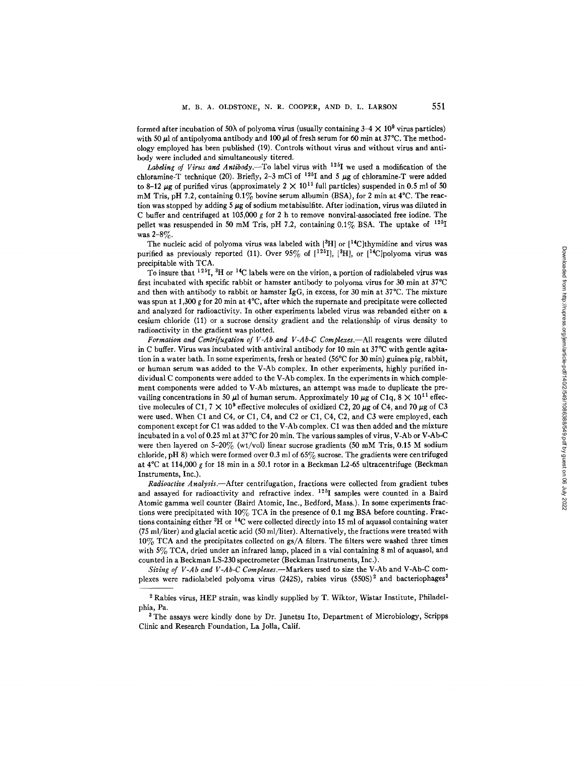formed after incubation of 50λ of polyoma virus (usually containing $3-4 \times 10^9$ virus particles) with 50 μl of antipolyoma antibody and 100 μl of fresh serum for 60 min at 37°C. The methodology employed has been published (19). Controls without virus and without virus and antibody were included and simultaneously titered.

*Labeling of Virus and Antibody.*—To label virus with $^{125}$I we used a modification of the chloramine-T technique (20). Briefly, 2–3 mCi of $^{125}$I and 5 μg of chloramine-T were added to 8–12 μg of purified virus (approximately $2 \times 10^{11}$ full particles) suspended in 0.5 ml of 50 mM Tris, pH 7.2, containing 0.1% bovine serum albumin (BSA), for 2 min at 4°C. The reaction was stopped by adding 5 μg of sodium metabisulfite. After iodination, virus was diluted in C buffer and centrifuged at 105,000 *g* for 2 h to remove nonviral-associated free iodine. The pellet was resuspended in 50 mM Tris, pH 7.2, containing 0.1% BSA. The uptake of $^{125}$I was 2–8%.

The nucleic acid of polyoma virus was labeled with [$^3$H] or [$^{14}$C]thymidine and virus was purified as previously reported (11). Over 95% of [$^{125}$I], [$^3$H], or [$^{14}$C]polyoma virus was precipitable with TCA.

To insure that $^{125}$I, $^3$H or $^{14}$C labels were on the virion, a portion of radiolabeled virus was first incubated with specific rabbit or hamster antibody to polyoma virus for 30 min at 37°C and then with antibody to rabbit or hamster IgG, in excess, for 30 min at 37°C. The mixture was spun at 1,300 *g* for 20 min at 4°C, after which the supernate and precipitate were collected and analyzed for radioactivity. In other experiments labeled virus was rebanded either on a cesium chloride (11) or a sucrose density gradient and the relationship of virus density to radioactivity in the gradient was plotted.

*Formation and Centrifugation of V-Ab and V-Ab-C Complexes.*—All reagents were diluted in C buffer. Virus was incubated with antiviral antibody for 10 min at 37°C with gentle agitation in a water bath. In some experiments, fresh or heated (56°C for 30 min) guinea pig, rabbit, or human serum was added to the V-Ab complex. In other experiments, highly purified individual C components were added to the V-Ab complex. In the experiments in which complement components were added to V-Ab mixtures, an attempt was made to duplicate the prevailing concentrations in 50 μl of human serum. Approximately 10 μg of C1q, $8 \times 10^{11}$ effective molecules of C1, $7 \times 10^9$ effective molecules of oxidized C2, 20 μg of C4, and 70 μg of C3 were used. When C1 and C4, or C1, C4, and C2 or C1, C4, C2, and C3 were employed, each component except for C1 was added to the V-Ab complex. C1 was then added and the mixture incubated in a vol of 0.25 ml at 37°C for 20 min. The various samples of virus, V-Ab or V-Ab-C were then layered on 5–20% (wt/vol) linear sucrose gradients (50 mM Tris, 0.15 M sodium chloride, pH 8) which were formed over 0.3 ml of 65% sucrose. The gradients were centrifuged at 4°C at 114,000 *g* for 18 min in a 50.1 rotor in a Beckman L2-65 ultracentrifuge (Beckman Instruments, Inc.).

*Radioactive Analysis.*—After centrifugation, fractions were collected from gradient tubes and assayed for radioactivity and refractive index. $^{125}$I samples were counted in a Baird Atomic gamma well counter (Baird Atomic, Inc., Bedford, Mass.). In some experiments fractions were precipitated with 10% TCA in the presence of 0.1 mg BSA before counting. Fractions containing either $^3$H or $^{14}$C were collected directly into 15 ml of aquasol containing water (75 ml/liter) and glacial acetic acid (50 ml/liter). Alternatively, the fractions were treated with 10% TCA and the precipitates collected on gs/A filters. The filters were washed three times with 5% TCA, dried under an infrared lamp, placed in a vial containing 8 ml of aquasol, and counted in a Beckman LS-230 spectrometer (Beckman Instruments, Inc.).

*Sizing of V-Ab and V-Ab-C Complexes.*—Markers used to size the V-Ab and V-Ab-C complexes were radiolabeled polyoma virus (242S), rabies virus (550S)[2] and bacteriophages[3]

---

[2] Rabies virus, HEP strain, was kindly supplied by T. Wiktor, Wistar Institute, Philadelphia, Pa.

[3] The assays were kindly done by Dr. Junetsu Ito, Department of Microbiology, Scripps Clinic and Research Foundation, La Jolla, Calif.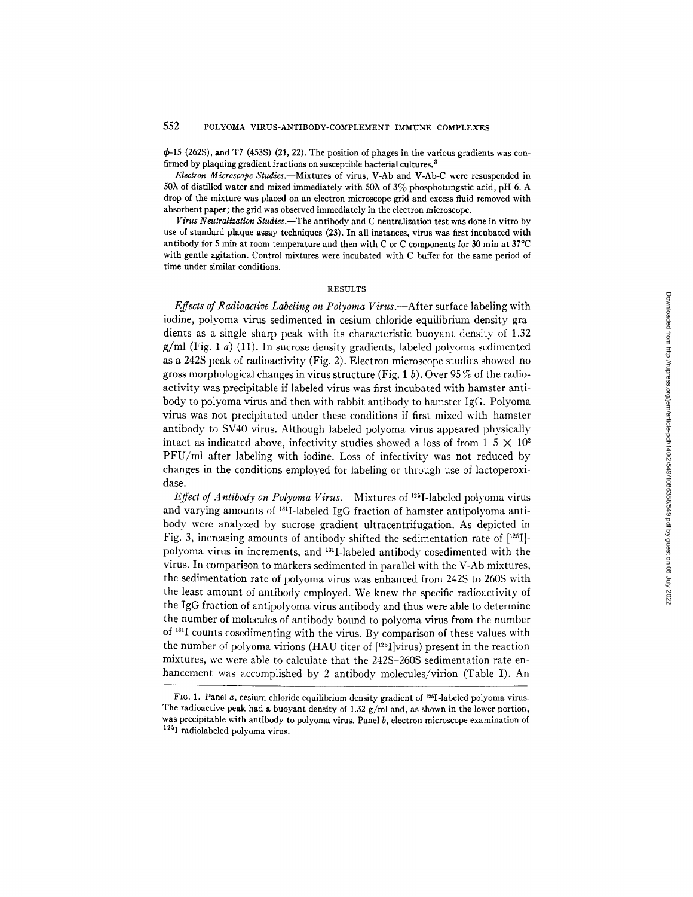$\phi$-15 (262S), and T7 (453S) (21, 22). The position of phages in the various gradients was confirmed by plaquing gradient fractions on susceptible bacterial cultures.[3]

*Electron Microscope Studies.*—Mixtures of virus, V-Ab and V-Ab-C were resuspended in 50λ of distilled water and mixed immediately with 50λ of 3% phosphotungstic acid, pH 6. A drop of the mixture was placed on an electron microscope grid and excess fluid removed with absorbent paper; the grid was observed immediately in the electron microscope.

*Virus Neutralization Studies.*—The antibody and C neutralization test was done in vitro by use of standard plaque assay techniques (23). In all instances, virus was first incubated with antibody for 5 min at room temperature and then with C or C components for 30 min at 37°C with gentle agitation. Control mixtures were incubated with C buffer for the same period of time under similar conditions.

## RESULTS

*Effects of Radioactive Labeling on Polyoma Virus.*—After surface labeling with iodine, polyoma virus sedimented in cesium chloride equilibrium density gradients as a single sharp peak with its characteristic buoyant density of 1.32 g/ml (Fig. 1 *a*) (11). In sucrose density gradients, labeled polyoma sedimented as a 242S peak of radioactivity (Fig. 2). Electron microscope studies showed no gross morphological changes in virus structure (Fig. 1 *b*). Over 95% of the radioactivity was precipitable if labeled virus was first incubated with hamster antibody to polyoma virus and then with rabbit antibody to hamster IgG. Polyoma virus was not precipitated under these conditions if first mixed with hamster antibody to SV40 virus. Although labeled polyoma virus appeared physically intact as indicated above, infectivity studies showed a loss of from $1\text{–}5 \times 10^2$ PFU/ml after labeling with iodine. Loss of infectivity was not reduced by changes in the conditions employed for labeling or through use of lactoperoxidase.

*Effect of Antibody on Polyoma Virus.*—Mixtures of $^{125}$I-labeled polyoma virus and varying amounts of $^{131}$I-labeled IgG fraction of hamster antipolyoma antibody were analyzed by sucrose gradient ultracentrifugation. As depicted in Fig. 3, increasing amounts of antibody shifted the sedimentation rate of [$^{125}$I]-polyoma virus in increments, and $^{131}$I-labeled antibody cosedimented with the virus. In comparison to markers sedimented in parallel with the V-Ab mixtures, the sedimentation rate of polyoma virus was enhanced from 242S to 260S with the least amount of antibody employed. We knew the specific radioactivity of the IgG fraction of antipolyoma virus antibody and thus were able to determine the number of molecules of antibody bound to polyoma virus from the number of $^{131}$I counts cosedimenting with the virus. By comparison of these values with the number of polyoma virions (HAU titer of [$^{125}$I]virus) present in the reaction mixtures, we were able to calculate that the 242S–260S sedimentation rate enhancement was accomplished by 2 antibody molecules/virion (Table I). An

FIG. 1. Panel *a*, cesium chloride equilibrium density gradient of $^{125}$I-labeled polyoma virus. The radioactive peak had a buoyant density of 1.32 g/ml and, as shown in the lower portion, was precipitable with antibody to polyoma virus. Panel *b*, electron microscope examination of $^{125}$I-radiolabeled polyoma virus.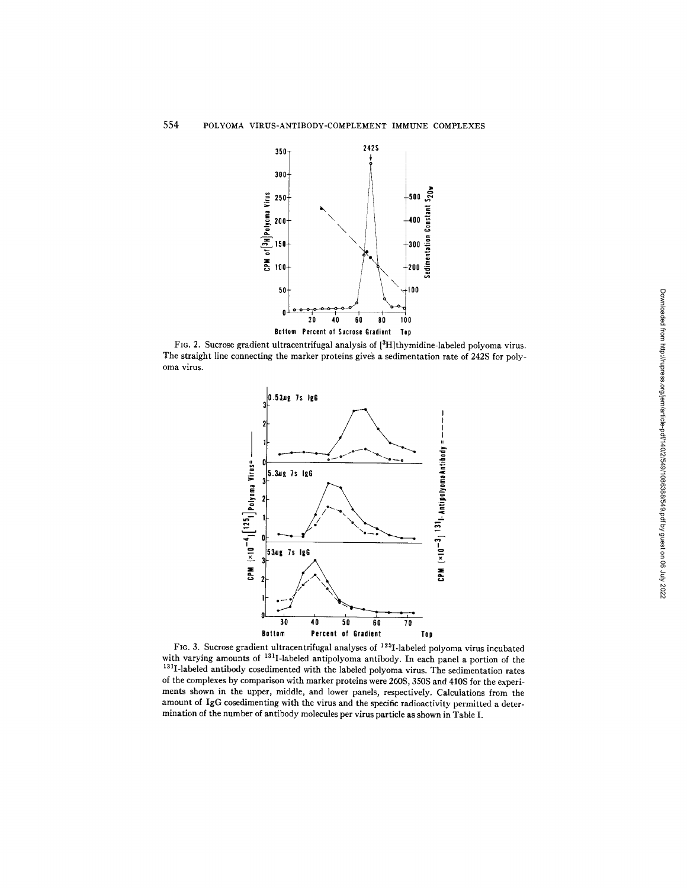FIG. 2. Sucrose gradient ultracentrifugal analysis of [$^{3}$H]thymidine-labeled polyoma virus. The straight line connecting the marker proteins gives a sedimentation rate of 242S for polyoma virus.

FIG. 3. Sucrose gradient ultracentrifugal analyses of $^{125}$I-labeled polyoma virus incubated with varying amounts of $^{131}$I-labeled antipolyoma antibody. In each panel a portion of the $^{131}$I-labeled antibody cosedimented with the labeled polyoma virus. The sedimentation rates of the complexes by comparison with marker proteins were 260S, 350S and 410S for the experiments shown in the upper, middle, and lower panels, respectively. Calculations from the amount of IgG cosedimenting with the virus and the specific radioactivity permitted a determination of the number of antibody molecules per virus particle as shown in Table I.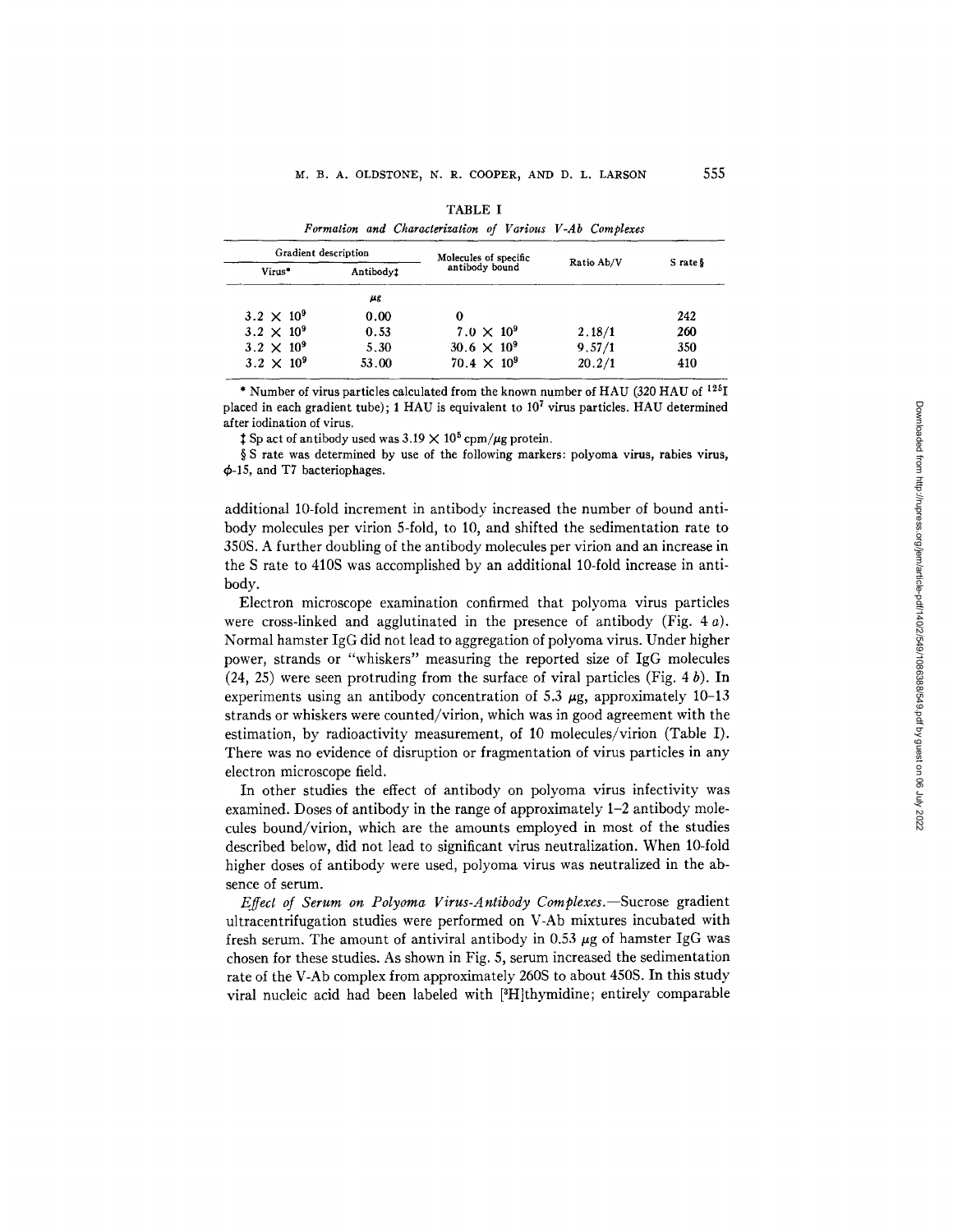TABLE I

*Formation and Characterization of Various V-Ab Complexes*

| Gradient description | | Molecules of specific antibody bound | Ratio Ab/V | S rate§ |
|---|---|---|---|---|
| Virus* | Antibody‡ | | | |
| | *μg* | | | |
| $3.2 \times 10^9$ | 0.00 | 0 | | 242 |
| $3.2 \times 10^9$ | 0.53 | $7.0 \times 10^9$ | 2.18/1 | 260 |
| $3.2 \times 10^9$ | 5.30 | $30.6 \times 10^9$ | 9.57/1 | 350 |
| $3.2 \times 10^9$ | 53.00 | $70.4 \times 10^9$ | 20.2/1 | 410 |

\* Number of virus particles calculated from the known number of HAU (320 HAU of $^{125}$I placed in each gradient tube); 1 HAU is equivalent to $10^7$ virus particles. HAU determined after iodination of virus.

‡ Sp act of antibody used was $3.19 \times 10^5$ cpm/$\mu$g protein.

§ S rate was determined by use of the following markers: polyoma virus, rabies virus, $\phi$-15, and T7 bacteriophages.

additional 10-fold increment in antibody increased the number of bound antibody molecules per virion 5-fold, to 10, and shifted the sedimentation rate to 350S. A further doubling of the antibody molecules per virion and an increase in the S rate to 410S was accomplished by an additional 10-fold increase in antibody.

Electron microscope examination confirmed that polyoma virus particles were cross-linked and agglutinated in the presence of antibody (Fig. 4 *a*). Normal hamster IgG did not lead to aggregation of polyoma virus. Under higher power, strands or "whiskers" measuring the reported size of IgG molecules (24, 25) were seen protruding from the surface of viral particles (Fig. 4 *b*). In experiments using an antibody concentration of 5.3 $\mu$g, approximately 10–13 strands or whiskers were counted/virion, which was in good agreement with the estimation, by radioactivity measurement, of 10 molecules/virion (Table I). There was no evidence of disruption or fragmentation of virus particles in any electron microscope field.

In other studies the effect of antibody on polyoma virus infectivity was examined. Doses of antibody in the range of approximately 1–2 antibody molecules bound/virion, which are the amounts employed in most of the studies described below, did not lead to significant virus neutralization. When 10-fold higher doses of antibody were used, polyoma virus was neutralized in the absence of serum.

*Effect of Serum on Polyoma Virus-Antibody Complexes.*—Sucrose gradient ultracentrifugation studies were performed on V-Ab mixtures incubated with fresh serum. The amount of antiviral antibody in 0.53 $\mu$g of hamster IgG was chosen for these studies. As shown in Fig. 5, serum increased the sedimentation rate of the V-Ab complex from approximately 260S to about 450S. In this study viral nucleic acid had been labeled with [$^3$H]thymidine; entirely comparable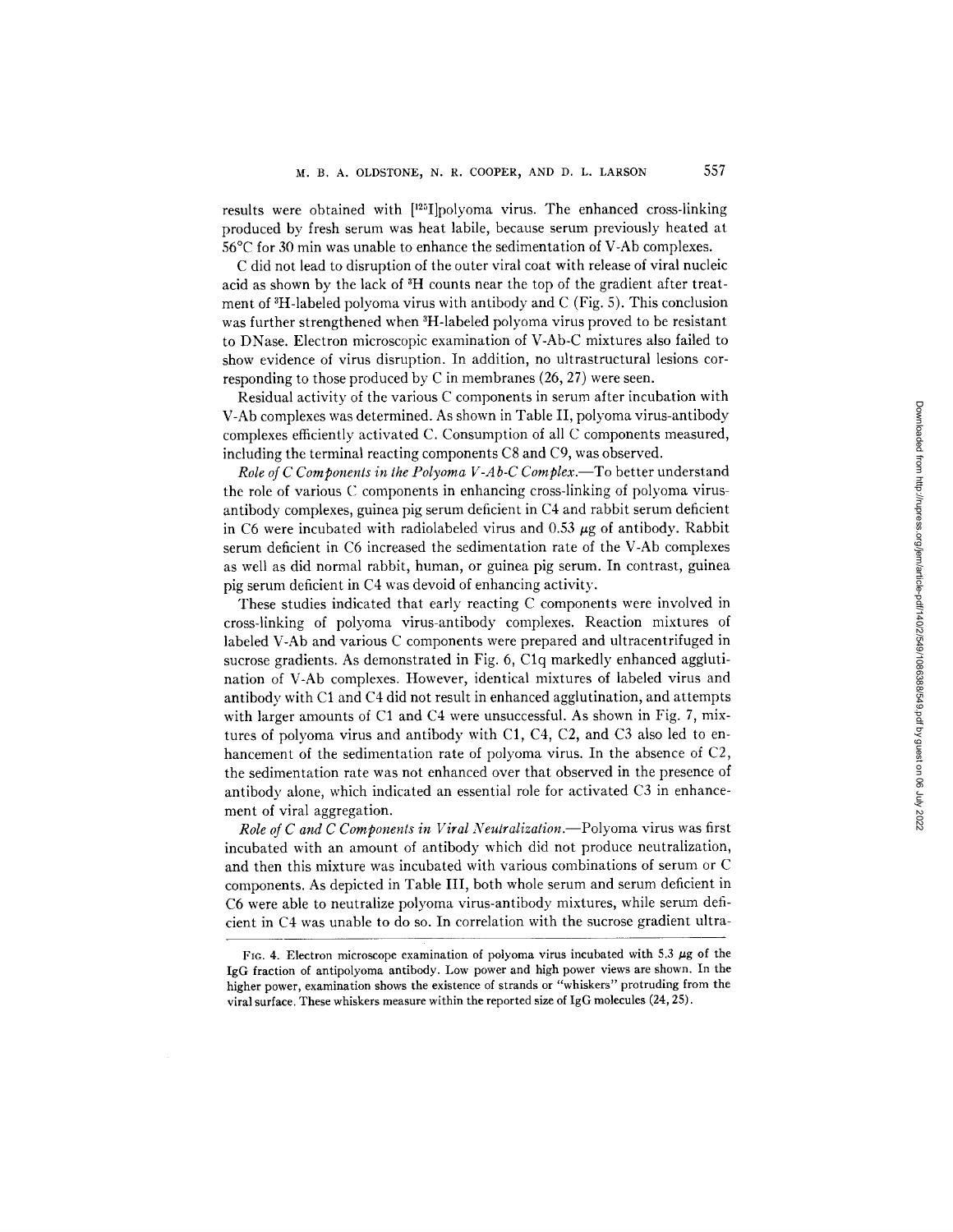results were obtained with [$^{125}$I]polyoma virus. The enhanced cross-linking produced by fresh serum was heat labile, because serum previously heated at 56°C for 30 min was unable to enhance the sedimentation of V-Ab complexes.

C did not lead to disruption of the outer viral coat with release of viral nucleic acid as shown by the lack of $^{3}$H counts near the top of the gradient after treatment of $^{3}$H-labeled polyoma virus with antibody and C (Fig. 5). This conclusion was further strengthened when $^{3}$H-labeled polyoma virus proved to be resistant to DNase. Electron microscopic examination of V-Ab-C mixtures also failed to show evidence of virus disruption. In addition, no ultrastructural lesions corresponding to those produced by C in membranes (26, 27) were seen.

Residual activity of the various C components in serum after incubation with V-Ab complexes was determined. As shown in Table II, polyoma virus-antibody complexes efficiently activated C. Consumption of all C components measured, including the terminal reacting components C8 and C9, was observed.

*Role of C Components in the Polyoma V-Ab-C Complex.*—To better understand the role of various C components in enhancing cross-linking of polyoma virus-antibody complexes, guinea pig serum deficient in C4 and rabbit serum deficient in C6 were incubated with radiolabeled virus and 0.53 μg of antibody. Rabbit serum deficient in C6 increased the sedimentation rate of the V-Ab complexes as well as did normal rabbit, human, or guinea pig serum. In contrast, guinea pig serum deficient in C4 was devoid of enhancing activity.

These studies indicated that early reacting C components were involved in cross-linking of polyoma virus-antibody complexes. Reaction mixtures of labeled V-Ab and various C components were prepared and ultracentrifuged in sucrose gradients. As demonstrated in Fig. 6, C1q markedly enhanced agglutination of V-Ab complexes. However, identical mixtures of labeled virus and antibody with C1 and C4 did not result in enhanced agglutination, and attempts with larger amounts of C1 and C4 were unsuccessful. As shown in Fig. 7, mixtures of polyoma virus and antibody with C1, C4, C2, and C3 also led to enhancement of the sedimentation rate of polyoma virus. In the absence of C2, the sedimentation rate was not enhanced over that observed in the presence of antibody alone, which indicated an essential role for activated C3 in enhancement of viral aggregation.

*Role of C and C Components in Viral Neutralization.*—Polyoma virus was first incubated with an amount of antibody which did not produce neutralization, and then this mixture was incubated with various combinations of serum or C components. As depicted in Table III, both whole serum and serum deficient in C6 were able to neutralize polyoma virus-antibody mixtures, while serum deficient in C4 was unable to do so. In correlation with the sucrose gradient ultra-

FIG. 4. Electron microscope examination of polyoma virus incubated with 5.3 μg of the IgG fraction of antipolyoma antibody. Low power and high power views are shown. In the higher power, examination shows the existence of strands or "whiskers" protruding from the viral surface. These whiskers measure within the reported size of IgG molecules (24, 25).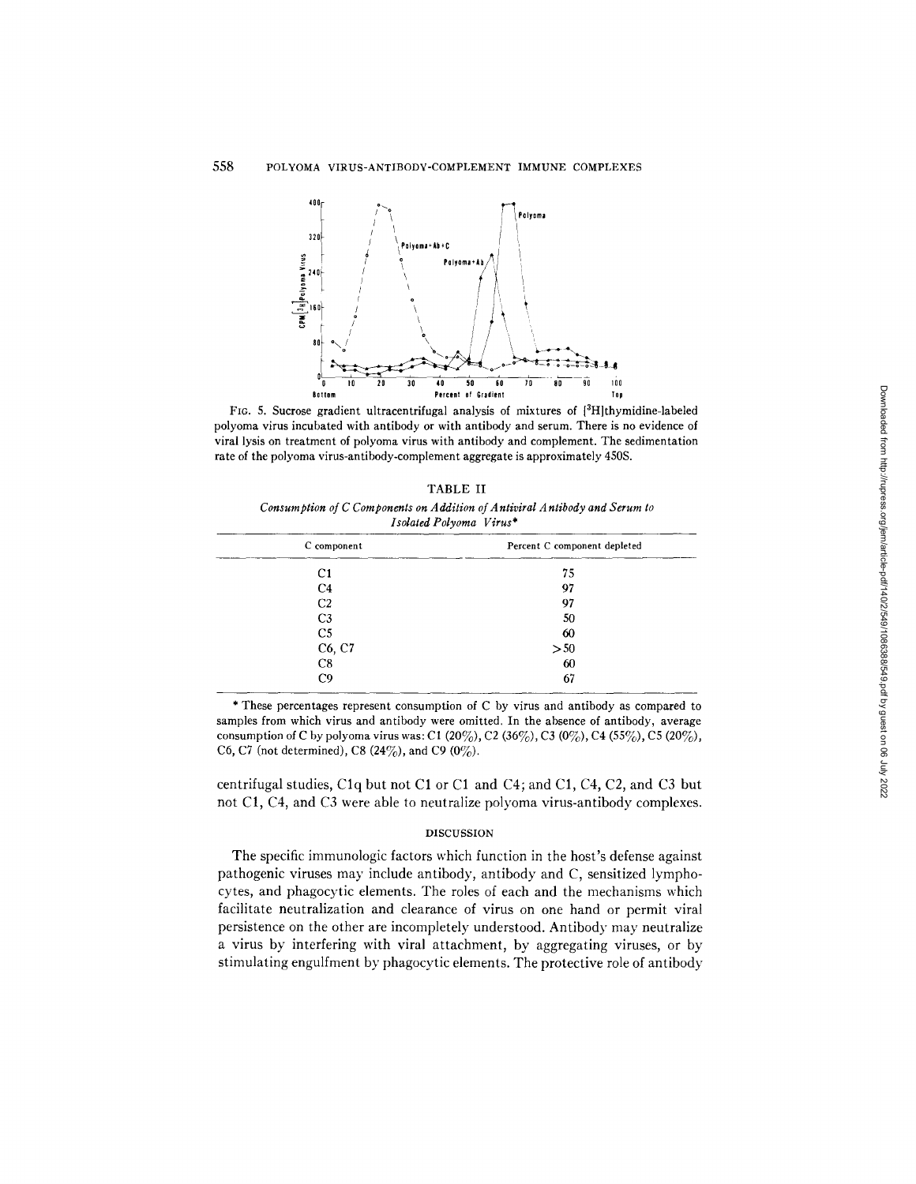FIG. 5. Sucrose gradient ultracentrifugal analysis of mixtures of [$^{3}$H]thymidine-labeled polyoma virus incubated with antibody or with antibody and serum. There is no evidence of viral lysis on treatment of polyoma virus with antibody and complement. The sedimentation rate of the polyoma virus-antibody-complement aggregate is approximately 450S.

TABLE II

*Consumption of C Components on Addition of Antiviral Antibody and Serum to Isolated Polyoma Virus**

| C component | Percent C component depleted |
|---|---|
| C1 | 75 |
| C4 | 97 |
| C2 | 97 |
| C3 | 50 |
| C5 | 60 |
| C6, C7 | >50 |
| C8 | 60 |
| C9 | 67 |

\* These percentages represent consumption of C by virus and antibody as compared to samples from which virus and antibody were omitted. In the absence of antibody, average consumption of C by polyoma virus was: C1 (20%), C2 (36%), C3 (0%), C4 (55%), C5 (20%), C6, C7 (not determined), C8 (24%), and C9 (0%).

centrifugal studies, C1q but not C1 or C1 and C4; and C1, C4, C2, and C3 but not C1, C4, and C3 were able to neutralize polyoma virus-antibody complexes.

## DISCUSSION

The specific immunologic factors which function in the host's defense against pathogenic viruses may include antibody, antibody and C, sensitized lymphocytes, and phagocytic elements. The roles of each and the mechanisms which facilitate neutralization and clearance of virus on one hand or permit viral persistence on the other are incompletely understood. Antibody may neutralize a virus by interfering with viral attachment, by aggregating viruses, or by stimulating engulfment by phagocytic elements. The protective role of antibody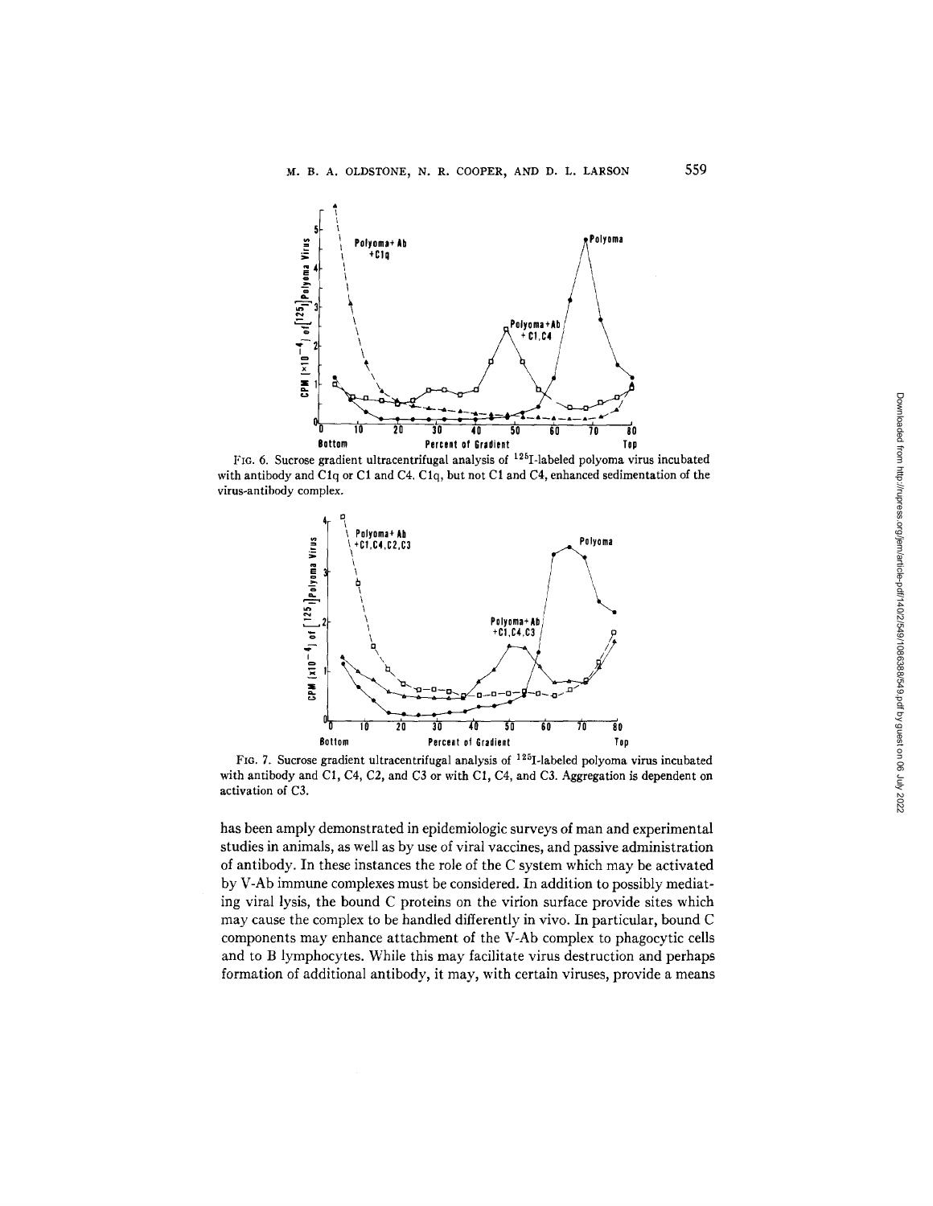FIG. 6. Sucrose gradient ultracentrifugal analysis of $^{125}$I-labeled polyoma virus incubated with antibody and C1q or C1 and C4. C1q, but not C1 and C4, enhanced sedimentation of the virus-antibody complex.

FIG. 7. Sucrose gradient ultracentrifugal analysis of $^{125}$I-labeled polyoma virus incubated with antibody and C1, C4, C2, and C3 or with C1, C4, and C3. Aggregation is dependent on activation of C3.

has been amply demonstrated in epidemiologic surveys of man and experimental studies in animals, as well as by use of viral vaccines, and passive administration of antibody. In these instances the role of the C system which may be activated by V-Ab immune complexes must be considered. In addition to possibly mediating viral lysis, the bound C proteins on the virion surface provide sites which may cause the complex to be handled differently in vivo. In particular, bound C components may enhance attachment of the V-Ab complex to phagocytic cells and to B lymphocytes. While this may facilitate virus destruction and perhaps formation of additional antibody, it may, with certain viruses, provide a means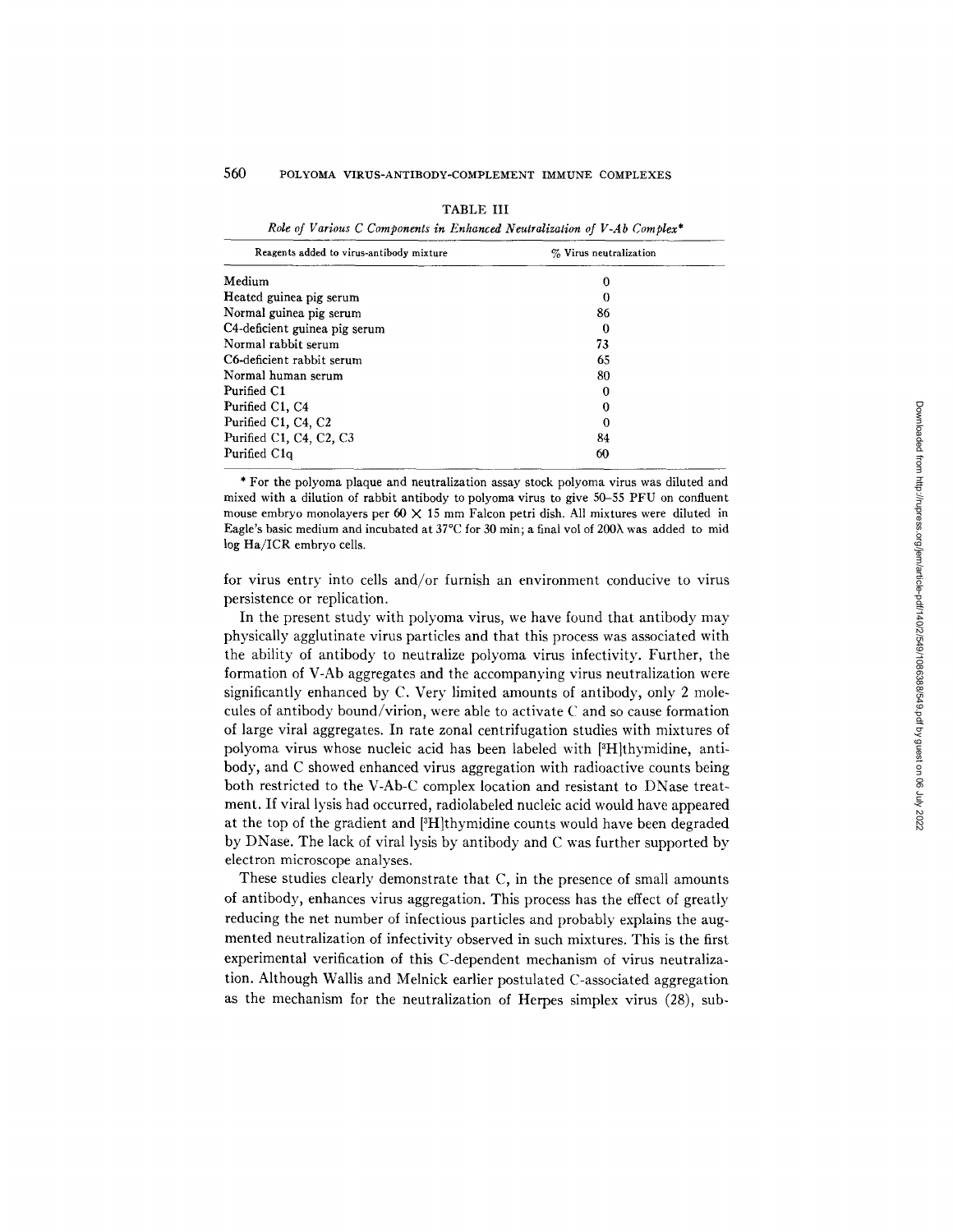TABLE III

*Role of Various C Components in Enhanced Neutralization of V-Ab Complex**

| Reagents added to virus-antibody mixture | % Virus neutralization |
|---|---|
| Medium | 0 |
| Heated guinea pig serum | 0 |
| Normal guinea pig serum | 86 |
| C4-deficient guinea pig serum | 0 |
| Normal rabbit serum | 73 |
| C6-deficient rabbit serum | 65 |
| Normal human serum | 80 |
| Purified C1 | 0 |
| Purified C1, C4 | 0 |
| Purified C1, C4, C2 | 0 |
| Purified C1, C4, C2, C3 | 84 |
| Purified C1q | 60 |

\* For the polyoma plaque and neutralization assay stock polyoma virus was diluted and mixed with a dilution of rabbit antibody to polyoma virus to give 50–55 PFU on confluent mouse embryo monolayers per $60 \times 15$ mm Falcon petri dish. All mixtures were diluted in Eagle's basic medium and incubated at 37°C for 30 min; a final vol of 200λ was added to mid log Ha/ICR embryo cells.

for virus entry into cells and/or furnish an environment conducive to virus persistence or replication.

In the present study with polyoma virus, we have found that antibody may physically agglutinate virus particles and that this process was associated with the ability of antibody to neutralize polyoma virus infectivity. Further, the formation of V-Ab aggregates and the accompanying virus neutralization were significantly enhanced by C. Very limited amounts of antibody, only 2 molecules of antibody bound/virion, were able to activate C and so cause formation of large viral aggregates. In rate zonal centrifugation studies with mixtures of polyoma virus whose nucleic acid has been labeled with [$^3$H]thymidine, antibody, and C showed enhanced virus aggregation with radioactive counts being both restricted to the V-Ab-C complex location and resistant to DNase treatment. If viral lysis had occurred, radiolabeled nucleic acid would have appeared at the top of the gradient and [$^3$H]thymidine counts would have been degraded by DNase. The lack of viral lysis by antibody and C was further supported by electron microscope analyses.

These studies clearly demonstrate that C, in the presence of small amounts of antibody, enhances virus aggregation. This process has the effect of greatly reducing the net number of infectious particles and probably explains the augmented neutralization of infectivity observed in such mixtures. This is the first experimental verification of this C-dependent mechanism of virus neutralization. Although Wallis and Melnick earlier postulated C-associated aggregation as the mechanism for the neutralization of Herpes simplex virus (28), sub-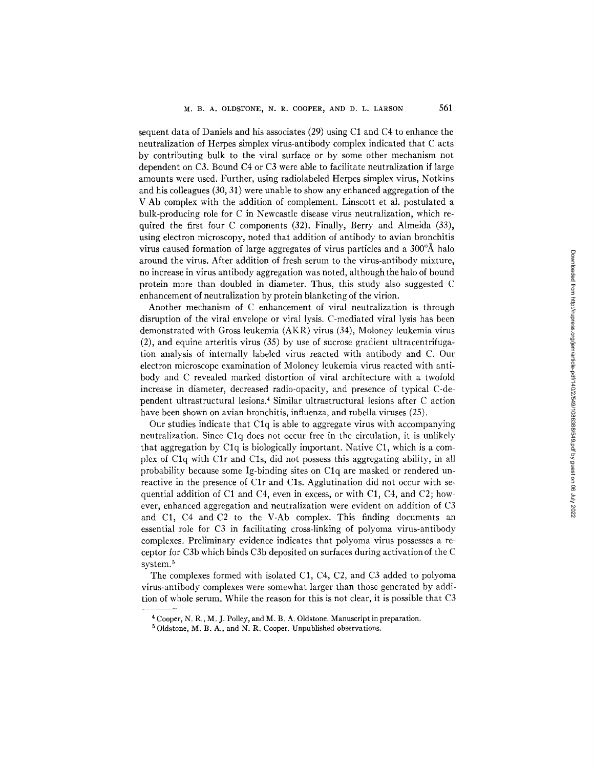sequent data of Daniels and his associates (29) using C1 and C4 to enhance the neutralization of Herpes simplex virus-antibody complex indicated that C acts by contributing bulk to the viral surface or by some other mechanism not dependent on C3. Bound C4 or C3 were able to facilitate neutralization if large amounts were used. Further, using radiolabeled Herpes simplex virus, Notkins and his colleagues (30, 31) were unable to show any enhanced aggregation of the V-Ab complex with the addition of complement. Linscott et al. postulated a bulk-producing role for C in Newcastle disease virus neutralization, which required the first four C components (32). Finally, Berry and Almeida (33), using electron microscopy, noted that addition of antibody to avian bronchitis virus caused formation of large aggregates of virus particles and a 300°Å halo around the virus. After addition of fresh serum to the virus-antibody mixture, no increase in virus antibody aggregation was noted, although the halo of bound protein more than doubled in diameter. Thus, this study also suggested C enhancement of neutralization by protein blanketing of the virion.

Another mechanism of C enhancement of viral neutralization is through disruption of the viral envelope or viral lysis. C-mediated viral lysis has been demonstrated with Gross leukemia (AKR) virus (34), Moloney leukemia virus (2), and equine arteritis virus (35) by use of sucrose gradient ultracentrifugation analysis of internally labeled virus reacted with antibody and C. Our electron microscope examination of Moloney leukemia virus reacted with antibody and C revealed marked distortion of viral architecture with a twofold increase in diameter, decreased radio-opacity, and presence of typical C-dependent ultrastructural lesions.[4] Similar ultrastructural lesions after C action have been shown on avian bronchitis, influenza, and rubella viruses (25).

Our studies indicate that C1q is able to aggregate virus with accompanying neutralization. Since C1q does not occur free in the circulation, it is unlikely that aggregation by C1q is biologically important. Native C1, which is a complex of C1q with C1r and C1s, did not possess this aggregating ability, in all probability because some Ig-binding sites on C1q are masked or rendered unreactive in the presence of C1r and C1s. Agglutination did not occur with sequential addition of C1 and C4, even in excess, or with C1, C4, and C2; however, enhanced aggregation and neutralization were evident on addition of C3 and C1, C4 and C2 to the V-Ab complex. This finding documents an essential role for C3 in facilitating cross-linking of polyoma virus-antibody complexes. Preliminary evidence indicates that polyoma virus possesses a receptor for C3b which binds C3b deposited on surfaces during activation of the C system.[5]

The complexes formed with isolated C1, C4, C2, and C3 added to polyoma virus-antibody complexes were somewhat larger than those generated by addition of whole serum. While the reason for this is not clear, it is possible that C3

[4] Cooper, N. R., M. J. Polley, and M. B. A. Oldstone. Manuscript in preparation.

[5] Oldstone, M. B. A., and N. R. Cooper. Unpublished observations.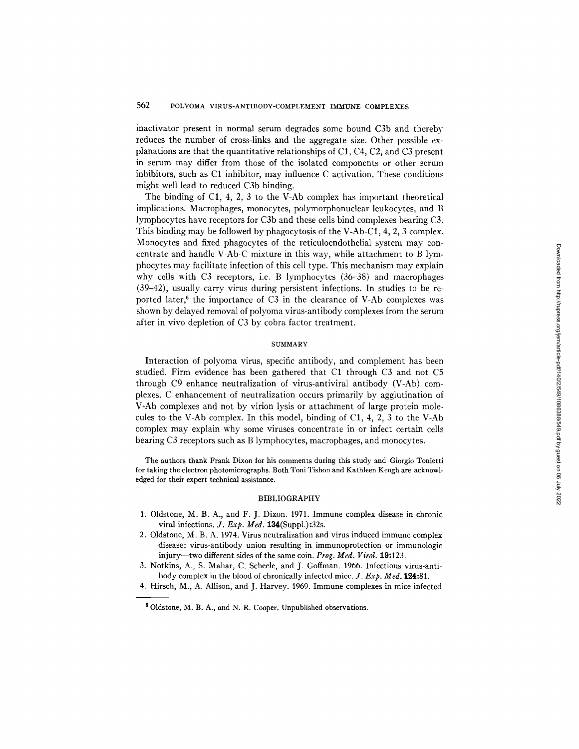inactivator present in normal serum degrades some bound C3b and thereby reduces the number of cross-links and the aggregate size. Other possible explanations are that the quantitative relationships of C1, C4, C2, and C3 present in serum may differ from those of the isolated components or other serum inhibitors, such as C1 inhibitor, may influence C activation. These conditions might well lead to reduced C3b binding.

The binding of C1, 4, 2, 3 to the V-Ab complex has important theoretical implications. Macrophages, monocytes, polymorphonuclear leukocytes, and B lymphocytes have receptors for C3b and these cells bind complexes bearing C3. This binding may be followed by phagocytosis of the V-Ab-C1, 4, 2, 3 complex. Monocytes and fixed phagocytes of the reticuloendothelial system may concentrate and handle V-Ab-C mixture in this way, while attachment to B lymphocytes may facilitate infection of this cell type. This mechanism may explain why cells with C3 receptors, i.e. B lymphocytes (36–38) and macrophages (39–42), usually carry virus during persistent infections. In studies to be reported later,[6] the importance of C3 in the clearance of V-Ab complexes was shown by delayed removal of polyoma virus-antibody complexes from the serum after in vivo depletion of C3 by cobra factor treatment.

## SUMMARY

Interaction of polyoma virus, specific antibody, and complement has been studied. Firm evidence has been gathered that C1 through C3 and not C5 through C9 enhance neutralization of virus-antiviral antibody (V-Ab) complexes. C enhancement of neutralization occurs primarily by agglutination of V-Ab complexes and not by virion lysis or attachment of large protein molecules to the V-Ab complex. In this model, binding of C1, 4, 2, 3 to the V-Ab complex may explain why some viruses concentrate in or infect certain cells bearing C3 receptors such as B lymphocytes, macrophages, and monocytes.

The authors thank Frank Dixon for his comments during this study and Giorgio Tonietti for taking the electron photomicrographs. Both Toni Tishon and Kathleen Keogh are acknowledged for their expert technical assistance.

## BIBLIOGRAPHY

1. Oldstone, M. B. A., and F. J. Dixon. 1971. Immune complex disease in chronic viral infections. *J. Exp. Med.* **134**(Suppl.):32s.
2. Oldstone, M. B. A. 1974. Virus neutralization and virus induced immune complex disease: virus-antibody union resulting in immunoprotection or immunologic injury—two different sides of the same coin. *Prog. Med. Virol.* **19**:123.
3. Notkins, A., S. Mahar, C. Scheele, and J. Goffman. 1966. Infectious virus-antibody complex in the blood of chronically infected mice. *J. Exp. Med.* **124**:81.
4. Hirsch, M., A. Allison, and J. Harvey. 1969. Immune complexes in mice infected

[6] Oldstone, M. B. A., and N. R. Cooper. Unpublished observations.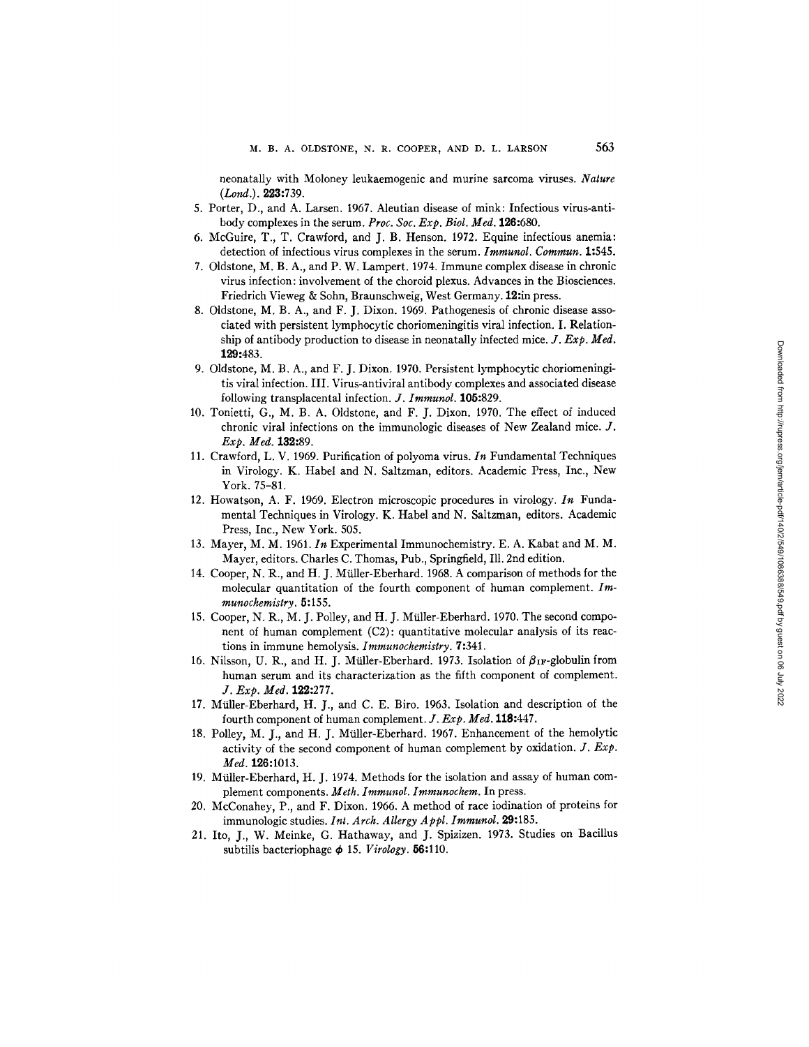neonatally with Moloney leukaemogenic and murine sarcoma viruses. *Nature (Lond.).* **223**:739.

5. Porter, D., and A. Larsen. 1967. Aleutian disease of mink: Infectious virus-antibody complexes in the serum. *Proc. Soc. Exp. Biol. Med.* **126**:680.
6. McGuire, T., T. Crawford, and J. B. Henson. 1972. Equine infectious anemia: detection of infectious virus complexes in the serum. *Immunol. Commun.* **1**:545.
7. Oldstone, M. B. A., and P. W. Lampert. 1974. Immune complex disease in chronic virus infection: involvement of the choroid plexus. Advances in the Biosciences. Friedrich Vieweg & Sohn, Braunschweig, West Germany. **12**:in press.
8. Oldstone, M. B. A., and F. J. Dixon. 1969. Pathogenesis of chronic disease associated with persistent lymphocytic choriomeningitis viral infection. I. Relationship of antibody production to disease in neonatally infected mice. *J. Exp. Med.* **129**:483.
9. Oldstone, M. B. A., and F. J. Dixon. 1970. Persistent lymphocytic choriomeningitis viral infection. III. Virus-antiviral antibody complexes and associated disease following transplacental infection. *J. Immunol.* **105**:829.
10. Tonietti, G., M. B. A. Oldstone, and F. J. Dixon. 1970. The effect of induced chronic viral infections on the immunologic diseases of New Zealand mice. *J. Exp. Med.* **132**:89.
11. Crawford, L. V. 1969. Purification of polyoma virus. *In* Fundamental Techniques in Virology. K. Habel and N. Saltzman, editors. Academic Press, Inc., New York. 75–81.
12. Howatson, A. F. 1969. Electron microscopic procedures in virology. *In* Fundamental Techniques in Virology. K. Habel and N. Saltzman, editors. Academic Press, Inc., New York. 505.
13. Mayer, M. M. 1961. *In* Experimental Immunochemistry. E. A. Kabat and M. M. Mayer, editors. Charles C. Thomas, Pub., Springfield, Ill. 2nd edition.
14. Cooper, N. R., and H. J. Müller-Eberhard. 1968. A comparison of methods for the molecular quantitation of the fourth component of human complement. *Immunochemistry.* **5**:155.
15. Cooper, N. R., M. J. Polley, and H. J. Müller-Eberhard. 1970. The second component of human complement (C2): quantitative molecular analysis of its reactions in immune hemolysis. *Immunochemistry.* **7**:341.
16. Nilsson, U. R., and H. J. Müller-Eberhard. 1973. Isolation of $\beta_{1F}$-globulin from human serum and its characterization as the fifth component of complement. *J. Exp. Med.* **122**:277.
17. Müller-Eberhard, H. J., and C. E. Biro. 1963. Isolation and description of the fourth component of human complement. *J. Exp. Med.* **118**:447.
18. Polley, M. J., and H. J. Müller-Eberhard. 1967. Enhancement of the hemolytic activity of the second component of human complement by oxidation. *J. Exp. Med.* **126**:1013.
19. Müller-Eberhard, H. J. 1974. Methods for the isolation and assay of human complement components. *Meth. Immunol. Immunochem.* In press.
20. McConahey, P., and F. Dixon. 1966. A method of race iodination of proteins for immunologic studies. *Int. Arch. Allergy Appl. Immunol.* **29**:185.
21. Ito, J., W. Meinke, G. Hathaway, and J. Spizizen. 1973. Studies on Bacillus subtilis bacteriophage $\phi$ 15. *Virology.* **56**:110.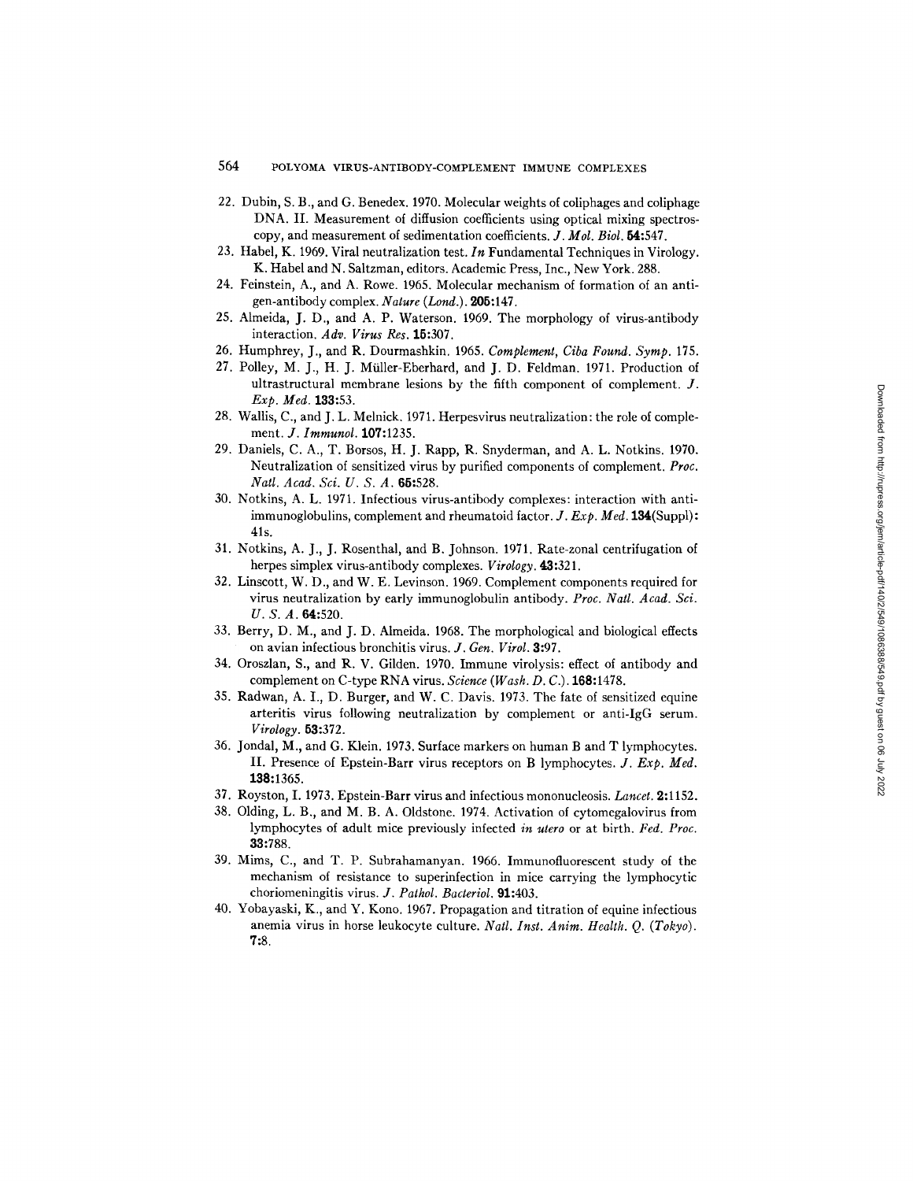22. Dubin, S. B., and G. Benedex. 1970. Molecular weights of coliphages and coliphage DNA. II. Measurement of diffusion coefficients using optical mixing spectroscopy, and measurement of sedimentation coefficients. *J. Mol. Biol.* **54:**547.
23. Habel, K. 1969. Viral neutralization test. *In* Fundamental Techniques in Virology. K. Habel and N. Saltzman, editors. Academic Press, Inc., New York. 288.
24. Feinstein, A., and A. Rowe. 1965. Molecular mechanism of formation of an antigen-antibody complex. *Nature (Lond.).* **205:**147.
25. Almeida, J. D., and A. P. Waterson. 1969. The morphology of virus-antibody interaction. *Adv. Virus Res.* **15:**307.
26. Humphrey, J., and R. Dourmashkin. 1965. *Complement, Ciba Found. Symp.* 175.
27. Polley, M. J., H. J. Müller-Eberhard, and J. D. Feldman. 1971. Production of ultrastructural membrane lesions by the fifth component of complement. *J. Exp. Med.* **133:**53.
28. Wallis, C., and J. L. Melnick. 1971. Herpesvirus neutralization: the role of complement. *J. Immunol.* **107:**1235.
29. Daniels, C. A., T. Borsos, H. J. Rapp, R. Snyderman, and A. L. Notkins. 1970. Neutralization of sensitized virus by purified components of complement. *Proc. Natl. Acad. Sci. U. S. A.* **65:**528.
30. Notkins, A. L. 1971. Infectious virus-antibody complexes: interaction with anti-immunoglobulins, complement and rheumatoid factor. *J. Exp. Med.* **134**(Suppl)**:** 41s.
31. Notkins, A. J., J. Rosenthal, and B. Johnson. 1971. Rate-zonal centrifugation of herpes simplex virus-antibody complexes. *Virology.* **43:**321.
32. Linscott, W. D., and W. E. Levinson. 1969. Complement components required for virus neutralization by early immunoglobulin antibody. *Proc. Natl. Acad. Sci. U. S. A.* **64:**520.
33. Berry, D. M., and J. D. Almeida. 1968. The morphological and biological effects on avian infectious bronchitis virus. *J. Gen. Virol.* **3:**97.
34. Oroszlan, S., and R. V. Gilden. 1970. Immune virolysis: effect of antibody and complement on C-type RNA virus. *Science (Wash. D. C.).* **168:**1478.
35. Radwan, A. I., D. Burger, and W. C. Davis. 1973. The fate of sensitized equine arteritis virus following neutralization by complement or anti-IgG serum. *Virology.* **53:**372.
36. Jondal, M., and G. Klein. 1973. Surface markers on human B and T lymphocytes. II. Presence of Epstein-Barr virus receptors on B lymphocytes. *J. Exp. Med.* **138:**1365.
37. Royston, I. 1973. Epstein-Barr virus and infectious mononucleosis. *Lancet.* **2:**1152.
38. Olding, L. B., and M. B. A. Oldstone. 1974. Activation of cytomegalovirus from lymphocytes of adult mice previously infected *in utero* or at birth. *Fed. Proc.* **33:**788.
39. Mims, C., and T. P. Subrahamanyan. 1966. Immunofluorescent study of the mechanism of resistance to superinfection in mice carrying the lymphocytic choriomeningitis virus. *J. Pathol. Bacteriol.* **91:**403.
40. Yobayaski, K., and Y. Kono. 1967. Propagation and titration of equine infectious anemia virus in horse leukocyte culture. *Natl. Inst. Anim. Health. Q. (Tokyo).* **7:**8.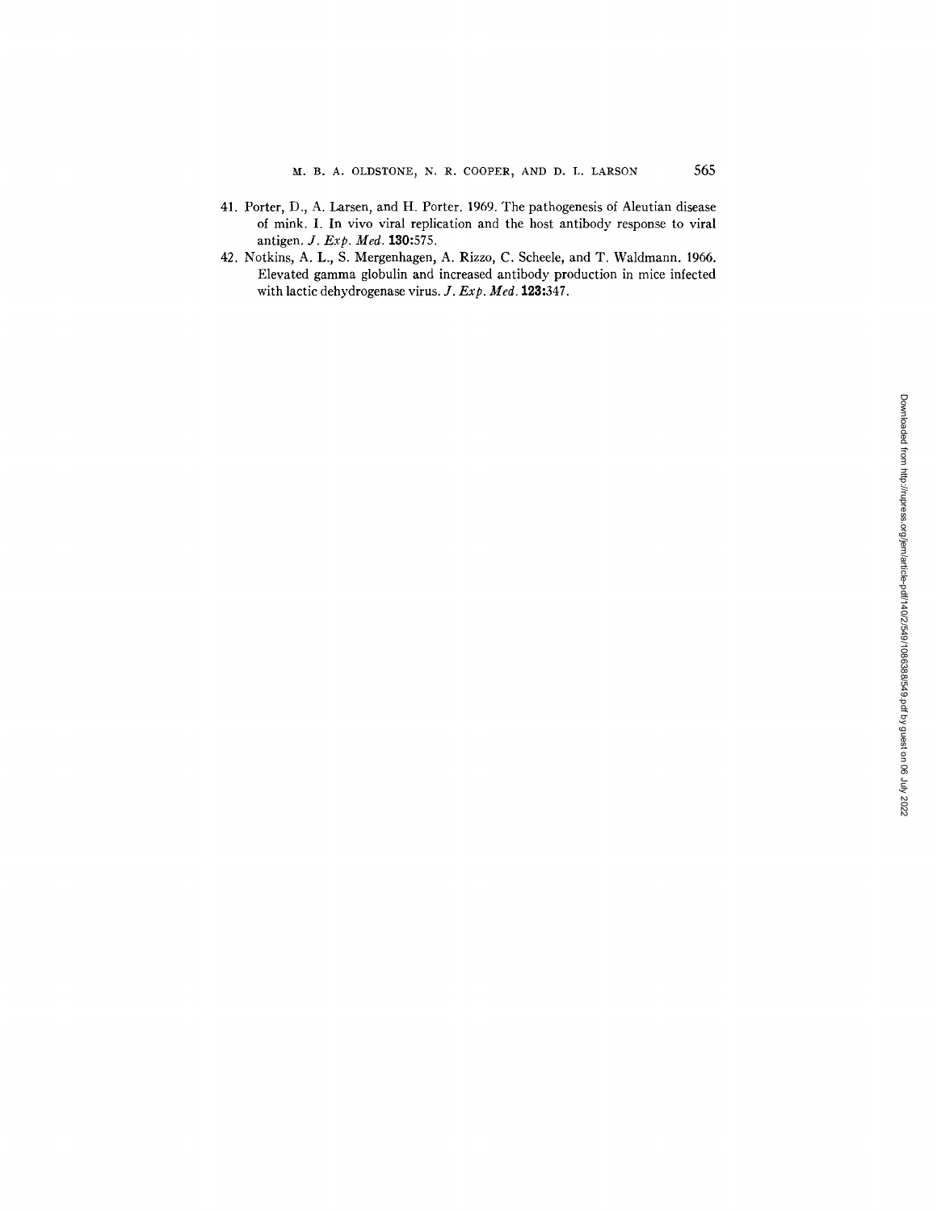41. Porter, D., A. Larsen, and H. Porter. 1969. The pathogenesis of Aleutian disease of mink. I. In vivo viral replication and the host antibody response to viral antigen. *J. Exp. Med.* **130:**575.

42. Notkins, A. L., S. Mergenhagen, A. Rizzo, C. Scheele, and T. Waldmann. 1966. Elevated gamma globulin and increased antibody production in mice infected with lactic dehydrogenase virus. *J. Exp. Med.* **123:**347.